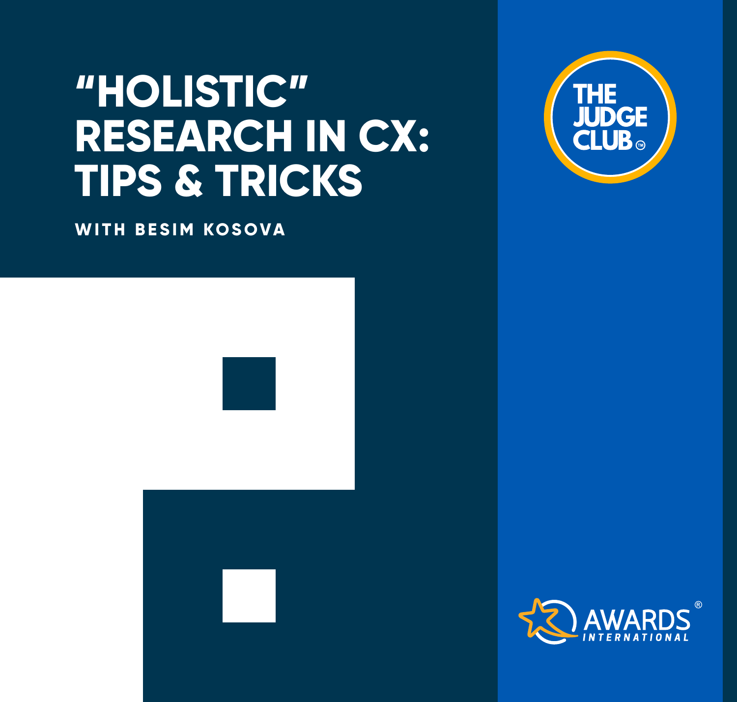# "HOLISTIC" RESEARCH IN CX: TIPS & TRICKS

**WITH BESIM KOSOVA**

THE JUDGE CLUB™

AWARDS® INTERNATIONAL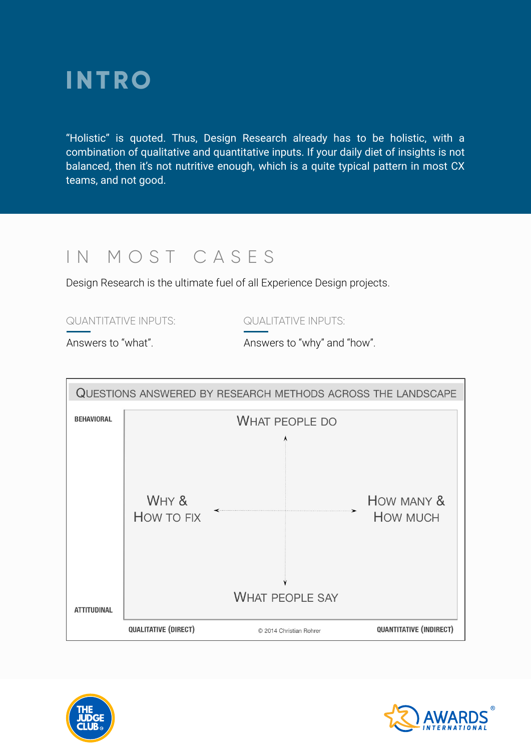# INTRO

"Holistic" is quoted. Thus, Design Research already has to be holistic, with a combination of qualitative and quantitative inputs. If your daily diet of insights is not balanced, then it's not nutritive enough, which is a quite typical pattern in most CX teams, and not good.

## IN MOST CASES

Design Research is the ultimate fuel of all Experience Design projects.

QUANTITATIVE INPUTS:

Answers to "what".

QUALITATIVE INPUTS:

Answers to "why" and "how".

**QUESTIONS ANSWERED BY RESEARCH METHODS ACROSS THE LANDSCAPE**

BEHAVIORAL

WHAT PEOPLE DO

WHY & HOW TO FIX

HOW MANY & HOW MUCH

WHAT PEOPLE SAY

ATTITUDINAL

QUALITATIVE (DIRECT)

© 2014 Christian Rohrer

QUANTITATIVE (INDIRECT)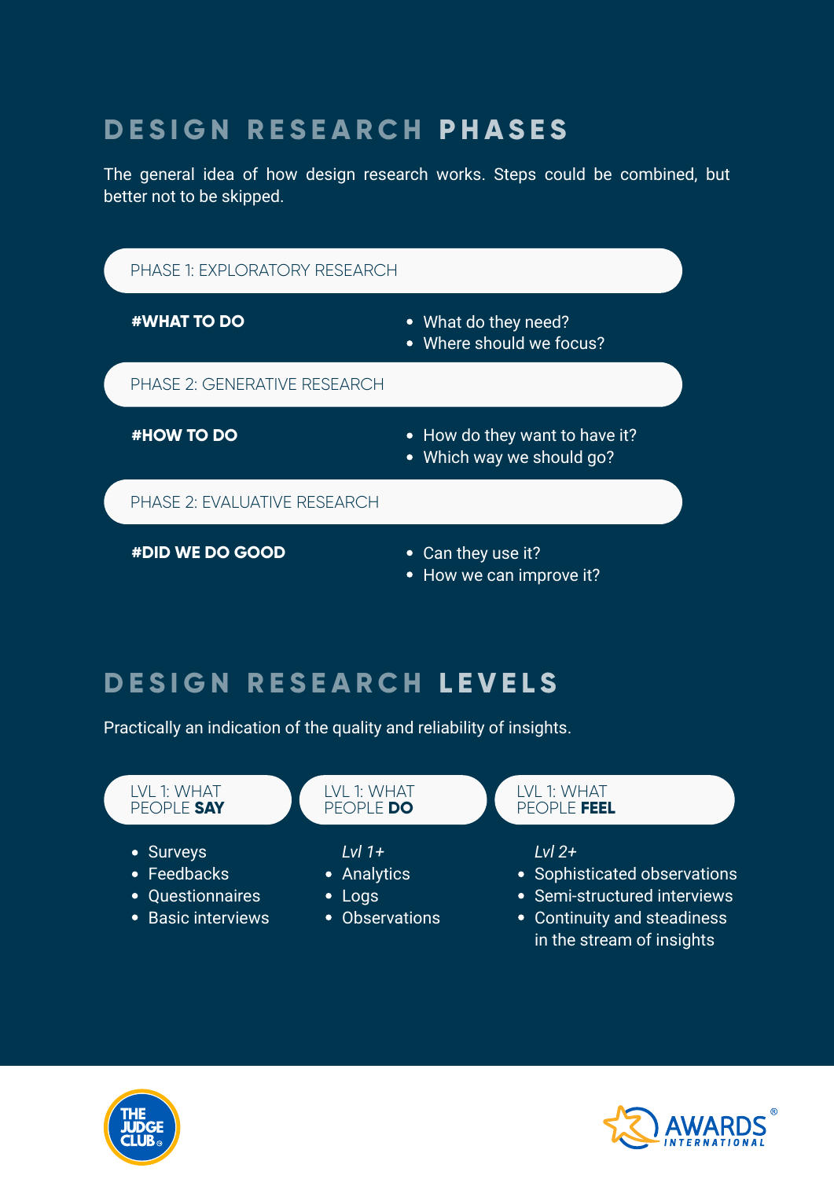## DESIGN RESEARCH **PHASES**

The general idea of how design research works. Steps could be combined, but better not to be skipped.

### PHASE 1: EXPLORATORY RESEARCH

**#WHAT TO DO**

- What do they need?
- Where should we focus?

### PHASE 2: GENERATIVE RESEARCH

**#HOW TO DO**

- How do they want to have it?
- Which way we should go?

### PHASE 2: EVALUATIVE RESEARCH

**#DID WE DO GOOD**

- Can they use it?
- How we can improve it?

## DESIGN RESEARCH **LEVELS**

Practically an indication of the quality and reliability of insights.

### LVL 1: WHAT PEOPLE **SAY**

- Surveys
- Feedbacks
- Questionnaires
- Basic interviews

### LVL 1: WHAT PEOPLE **DO**

*Lvl 1+*

- Analytics
- Logs
- Observations

### LVL 1: WHAT PEOPLE **FEEL**

*Lvl 2+*

- Sophisticated observations
- Semi-structured interviews
- Continuity and steadiness in the stream of insights

THE JUDGE CLUB

AWARDS INTERNATIONAL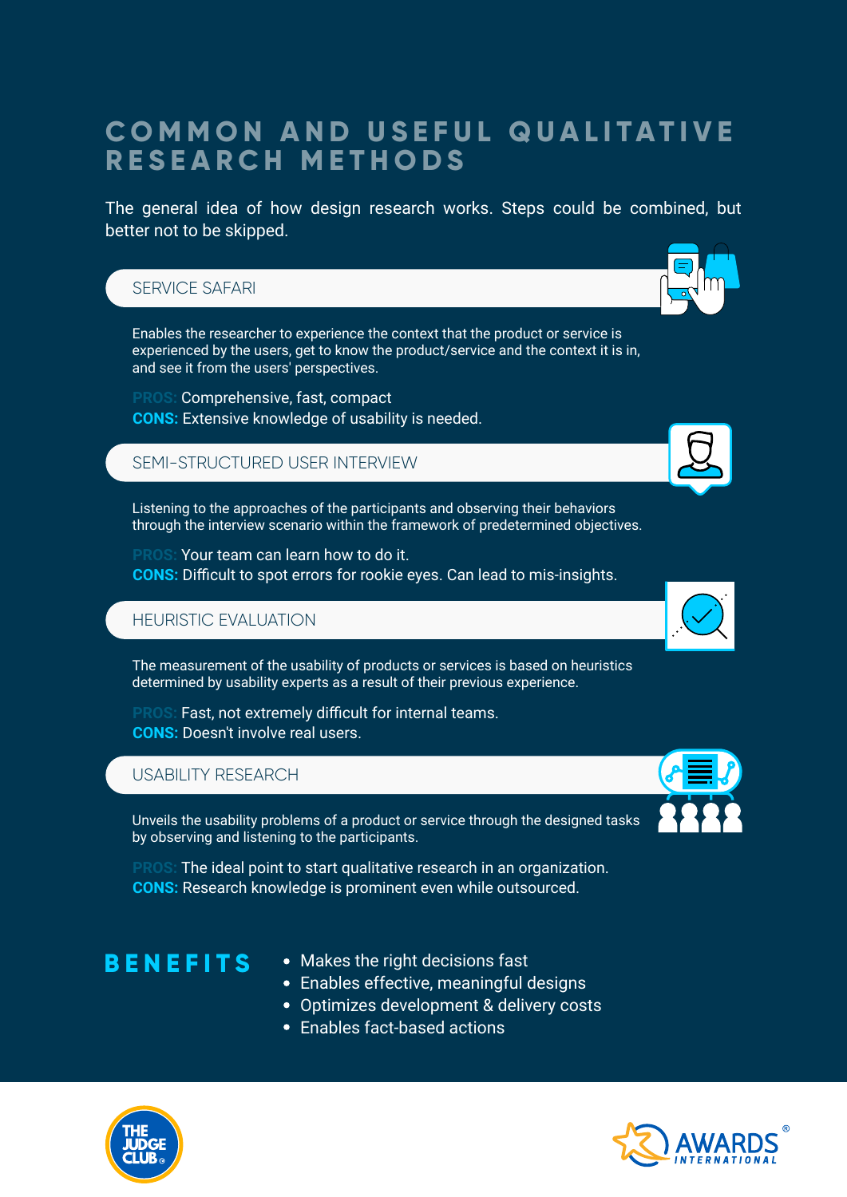# COMMON AND USEFUL QUALITATIVE RESEARCH METHODS

The general idea of how design research works. Steps could be combined, but better not to be skipped.

## SERVICE SAFARI

Enables the researcher to experience the context that the product or service is experienced by the users, get to know the product/service and the context it is in, and see it from the users' perspectives.

**PROS:** Comprehensive, fast, compact
**CONS:** Extensive knowledge of usability is needed.

## SEMI-STRUCTURED USER INTERVIEW

Listening to the approaches of the participants and observing their behaviors through the interview scenario within the framework of predetermined objectives.

**PROS:** Your team can learn how to do it.
**CONS:** Difficult to spot errors for rookie eyes. Can lead to mis-insights.

## HEURISTIC EVALUATION

The measurement of the usability of products or services is based on heuristics determined by usability experts as a result of their previous experience.

**PROS:** Fast, not extremely difficult for internal teams.
**CONS:** Doesn't involve real users.

## USABILITY RESEARCH

Unveils the usability problems of a product or service through the designed tasks by observing and listening to the participants.

**PROS:** The ideal point to start qualitative research in an organization.
**CONS:** Research knowledge is prominent even while outsourced.

## BENEFITS

- Makes the right decisions fast
- Enables effective, meaningful designs
- Optimizes development & delivery costs
- Enables fact-based actions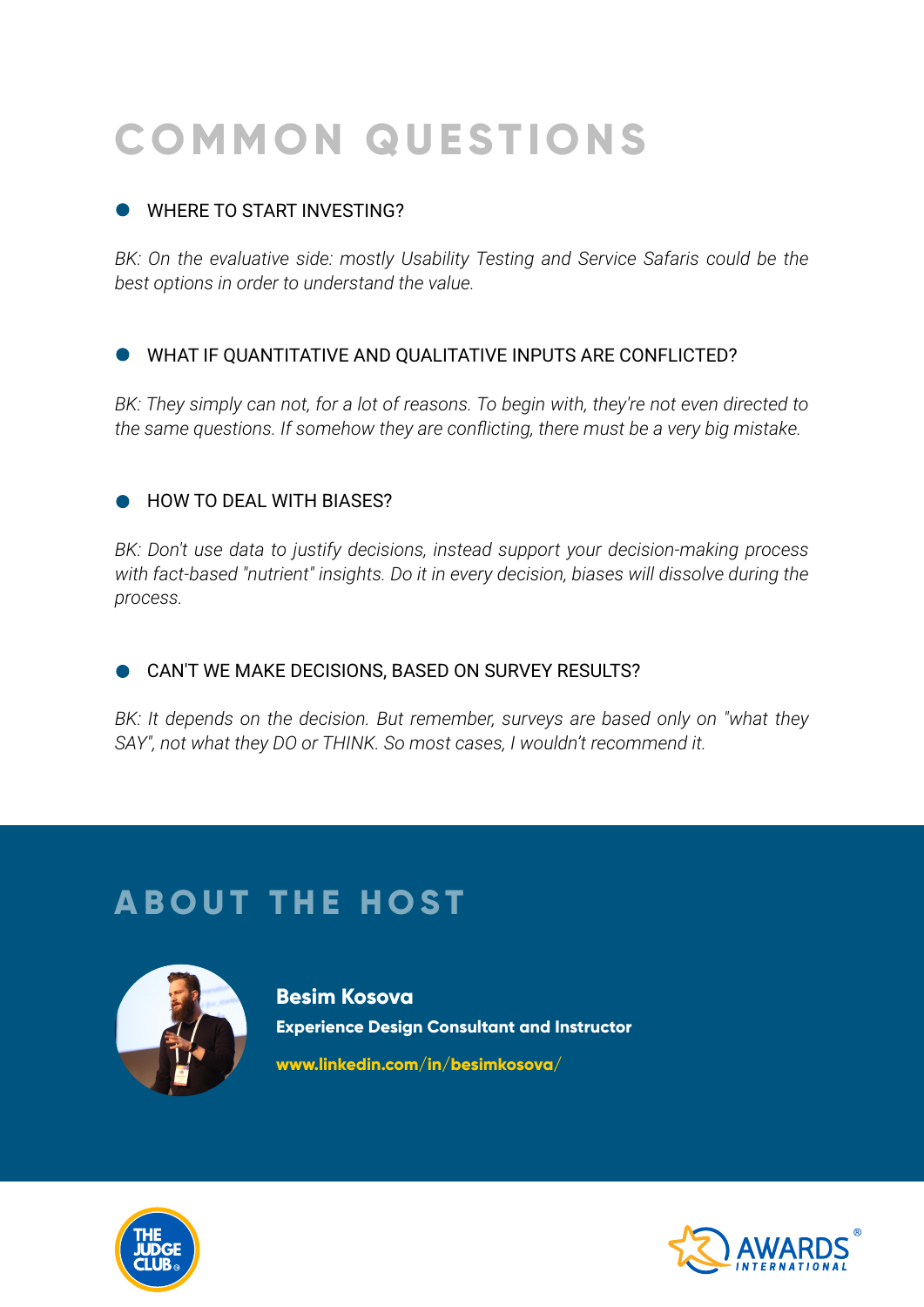# COMMON QUESTIONS

- WHERE TO START INVESTING?

*BK: On the evaluative side: mostly Usability Testing and Service Safaris could be the best options in order to understand the value.*

- WHAT IF QUANTITATIVE AND QUALITATIVE INPUTS ARE CONFLICTED?

*BK: They simply can not, for a lot of reasons. To begin with, they're not even directed to the same questions. If somehow they are conflicting, there must be a very big mistake.*

- HOW TO DEAL WITH BIASES?

*BK: Don't use data to justify decisions, instead support your decision-making process with fact-based "nutrient" insights. Do it in every decision, biases will dissolve during the process.*

- CAN'T WE MAKE DECISIONS, BASED ON SURVEY RESULTS?

*BK: It depends on the decision. But remember, surveys are based only on "what they SAY", not what they DO or THINK. So most cases, I wouldn't recommend it.*

# ABOUT THE HOST

**Besim Kosova**

**Experience Design Consultant and Instructor**

**www.linkedin.com/in/besimkosova/**